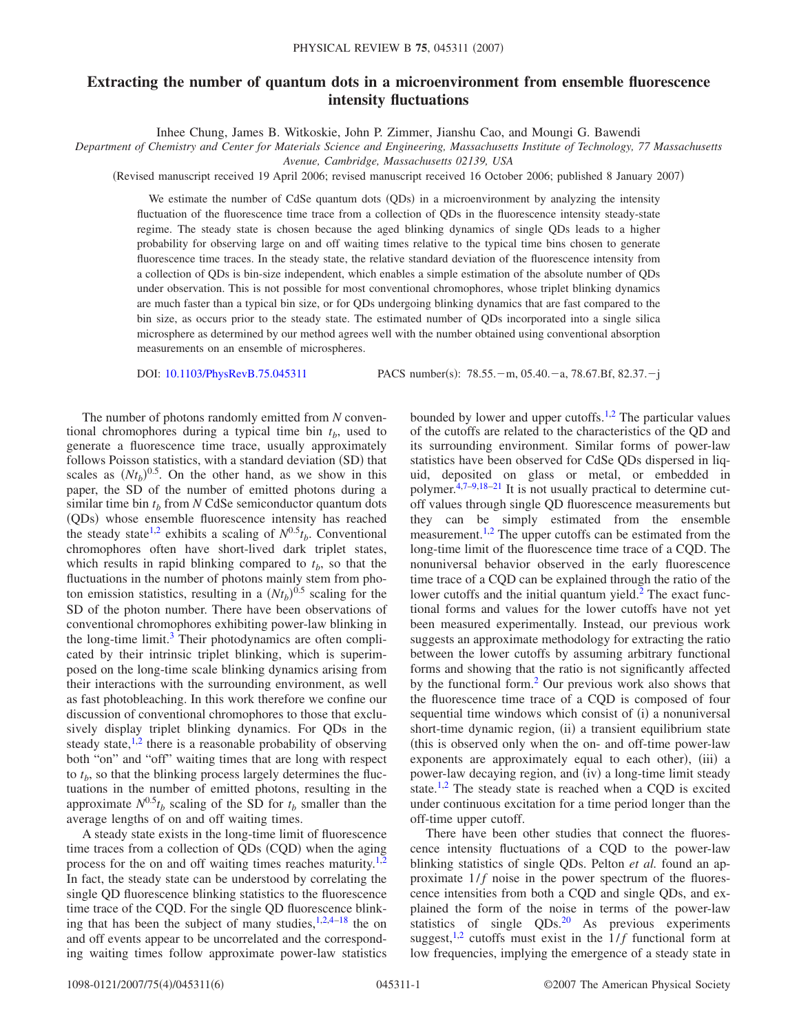# Extracting the number of quantum dots in a microenvironment from ensemble fluorescence intensity fluctuations

Inhee Chung, James B. Witkoskie, John P. Zimmer, Jianshu Cao, and Moungi G. Bawendi

*Department of Chemistry and Center for Materials Science and Engineering, Massachusetts Institute of Technology, 77 Massachusetts Avenue, Cambridge, Massachusetts 02139, USA*

(Revised manuscript received 19 April 2006; revised manuscript received 16 October 2006; published 8 January 2007)

We estimate the number of CdSe quantum dots (QDs) in a microenvironment by analyzing the intensity fluctuation of the fluorescence time trace from a collection of QDs in the fluorescence intensity steady-state regime. The steady state is chosen because the aged blinking dynamics of single QDs leads to a higher probability for observing large on and off waiting times relative to the typical time bins chosen to generate fluorescence time traces. In the steady state, the relative standard deviation of the fluorescence intensity from a collection of QDs is bin-size independent, which enables a simple estimation of the absolute number of QDs under observation. This is not possible for most conventional chromophores, whose triplet blinking dynamics are much faster than a typical bin size, or for QDs undergoing blinking dynamics that are fast compared to the bin size, as occurs prior to the steady state. The estimated number of QDs incorporated into a single silica microsphere as determined by our method agrees well with the number obtained using conventional absorption measurements on an ensemble of microspheres.

DOI: 10.1103/PhysRevB.75.045311 PACS number(s): 78.55.−m, 05.40.−a, 78.67.Bf, 82.37.−j

The number of photons randomly emitted from $N$ conventional chromophores during a typical time bin $t_b$, used to generate a fluorescence time trace, usually approximately follows Poisson statistics, with a standard deviation (SD) that scales as $(Nt_b)^{0.5}$. On the other hand, as we show in this paper, the SD of the number of emitted photons during a similar time bin $t_b$ from $N$ CdSe semiconductor quantum dots (QDs) whose ensemble fluorescence intensity has reached the steady state[1,2] exhibits a scaling of $N^{0.5}t_b$. Conventional chromophores often have short-lived dark triplet states, which results in rapid blinking compared to $t_b$, so that the fluctuations in the number of photons mainly stem from photon emission statistics, resulting in a $(Nt_b)^{0.5}$ scaling for the SD of the photon number. There have been observations of conventional chromophores exhibiting power-law blinking in the long-time limit.[3] Their photodynamics are often complicated by their intrinsic triplet blinking, which is superimposed on the long-time scale blinking dynamics arising from their interactions with the surrounding environment, as well as fast photobleaching. In this work therefore we confine our discussion of conventional chromophores to those that exclusively display triplet blinking dynamics. For QDs in the steady state,[1,2] there is a reasonable probability of observing both "on" and "off" waiting times that are long with respect to $t_b$, so that the blinking process largely determines the fluctuations in the number of emitted photons, resulting in the approximate $N^{0.5}t_b$ scaling of the SD for $t_b$ smaller than the average lengths of on and off waiting times.

A steady state exists in the long-time limit of fluorescence time traces from a collection of QDs (CQD) when the aging process for the on and off waiting times reaches maturity.[1,2] In fact, the steady state can be understood by correlating the single QD fluorescence blinking statistics to the fluorescence time trace of the CQD. For the single QD fluorescence blinking that has been the subject of many studies,[1,2,4–18] the on and off events appear to be uncorrelated and the corresponding waiting times follow approximate power-law statistics bounded by lower and upper cutoffs.[1,2] The particular values of the cutoffs are related to the characteristics of the QD and its surrounding environment. Similar forms of power-law statistics have been observed for CdSe QDs dispersed in liquid, deposited on glass or metal, or embedded in polymer.[4,7–9,18–21] It is not usually practical to determine cutoff values through single QD fluorescence measurements but they can be simply estimated from the ensemble measurement.[1,2] The upper cutoffs can be estimated from the long-time limit of the fluorescence time trace of a CQD. The nonuniversal behavior observed in the early fluorescence time trace of a CQD can be explained through the ratio of the lower cutoffs and the initial quantum yield.[2] The exact functional forms and values for the lower cutoffs have not yet been measured experimentally. Instead, our previous work suggests an approximate methodology for extracting the ratio between the lower cutoffs by assuming arbitrary functional forms and showing that the ratio is not significantly affected by the functional form.[2] Our previous work also shows that the fluorescence time trace of a CQD is composed of four sequential time windows which consist of (i) a nonuniversal short-time dynamic region, (ii) a transient equilibrium state (this is observed only when the on- and off-time power-law exponents are approximately equal to each other), (iii) a power-law decaying region, and (iv) a long-time limit steady state.[1,2] The steady state is reached when a CQD is excited under continuous excitation for a time period longer than the off-time upper cutoff.

There have been other studies that connect the fluorescence intensity fluctuations of a CQD to the power-law blinking statistics of single QDs. Pelton *et al.* found an approximate $1/f$ noise in the power spectrum of the fluorescence intensities from both a CQD and single QDs, and explained the form of the noise in terms of the power-law statistics of single QDs.[20] As previous experiments suggest,[1,2] cutoffs must exist in the $1/f$ functional form at low frequencies, implying the emergence of a steady state in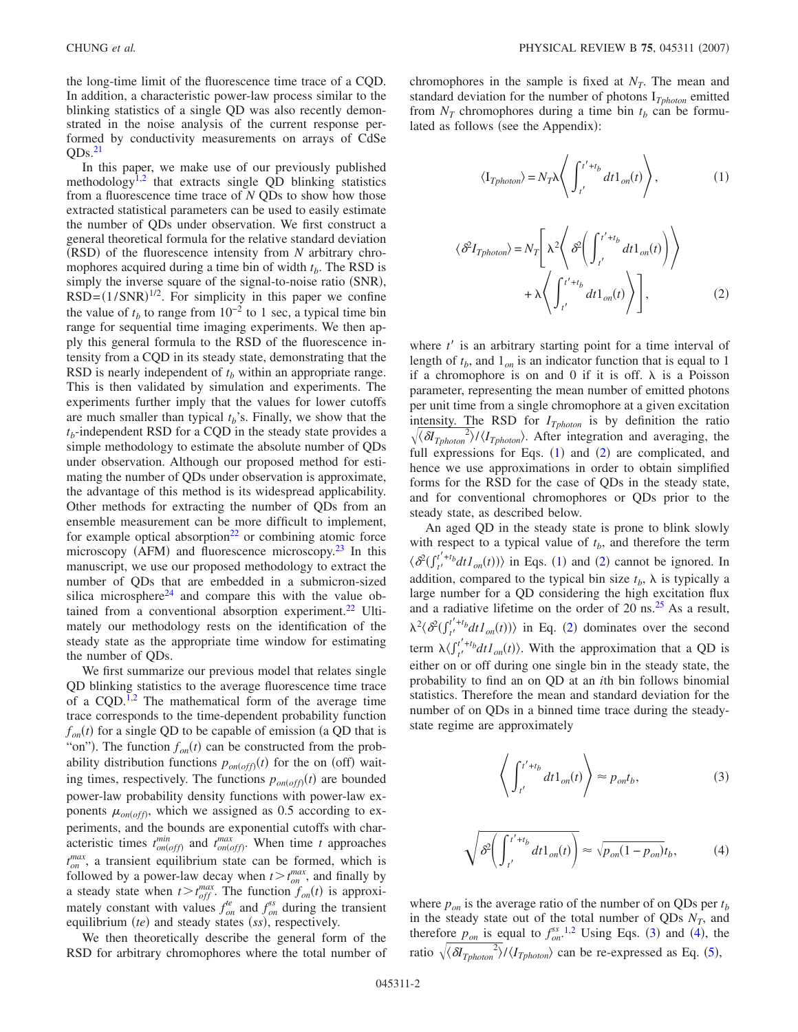the long-time limit of the fluorescence time trace of a CQD. In addition, a characteristic power-law process similar to the blinking statistics of a single QD was also recently demonstrated in the noise analysis of the current response performed by conductivity measurements on arrays of CdSe QDs.[21]

In this paper, we make use of our previously published methodology[1,2] that extracts single QD blinking statistics from a fluorescence time trace of $N$ QDs to show how those extracted statistical parameters can be used to easily estimate the number of QDs under observation. We first construct a general theoretical formula for the relative standard deviation (RSD) of the fluorescence intensity from $N$ arbitrary chromophores acquired during a time bin of width $t_b$. The RSD is simply the inverse square of the signal-to-noise ratio (SNR), $\mathrm{RSD}=(1/\mathrm{SNR})^{1/2}$. For simplicity in this paper we confine the value of $t_b$ to range from $10^{-2}$ to 1 sec, a typical time bin range for sequential time imaging experiments. We then apply this general formula to the RSD of the fluorescence intensity from a CQD in its steady state, demonstrating that the RSD is nearly independent of $t_b$ within an appropriate range. This is then validated by simulation and experiments. The experiments further imply that the values for lower cutoffs are much smaller than typical $t_b$'s. Finally, we show that the $t_b$-independent RSD for a CQD in the steady state provides a simple methodology to estimate the absolute number of QDs under observation. Although our proposed method for estimating the number of QDs under observation is approximate, the advantage of this method is its widespread applicability. Other methods for extracting the number of QDs from an ensemble measurement can be more difficult to implement, for example optical absorption[22] or combining atomic force microscopy (AFM) and fluorescence microscopy.[23] In this manuscript, we use our proposed methodology to extract the number of QDs that are embedded in a submicron-sized silica microsphere[24] and compare this with the value obtained from a conventional absorption experiment.[22] Ultimately our methodology rests on the identification of the steady state as the appropriate time window for estimating the number of QDs.

We first summarize our previous model that relates single QD blinking statistics to the average fluorescence time trace of a CQD.[1,2] The mathematical form of the average time trace corresponds to the time-dependent probability function $f_{on}(t)$ for a single QD to be capable of emission (a QD that is "on"). The function $f_{on}(t)$ can be constructed from the probability distribution functions $p_{on(off)}(t)$ for the on (off) waiting times, respectively. The functions $p_{on(off)}(t)$ are bounded power-law probability density functions with power-law exponents $\mu_{on(off)}$, which we assigned as 0.5 according to experiments, and the bounds are exponential cutoffs with characteristic times $t_{on(off)}^{min}$ and $t_{on(off)}^{max}$. When time $t$ approaches $t_{on}^{max}$, a transient equilibrium state can be formed, which is followed by a power-law decay when $t > t_{on}^{max}$, and finally by a steady state when $t > t_{off}^{max}$. The function $f_{on}(t)$ is approximately constant with values $f_{on}^{te}$ and $f_{on}^{ss}$ during the transient equilibrium (*te*) and steady states (*ss*), respectively.

We then theoretically describe the general form of the RSD for arbitrary chromophores where the total number of chromophores in the sample is fixed at $N_T$. The mean and standard deviation for the number of photons $\mathrm{I}_{Tphoton}$ emitted from $N_T$ chromophores during a time bin $t_b$ can be formulated as follows (see the Appendix):

$$\langle \mathrm{I}_{Tphoton} \rangle = N_T \lambda \left\langle \int_{t'}^{t'+t_b} dt 1_{on}(t) \right\rangle, \tag{1}$$

$$\langle \delta^2 I_{Tphoton} \rangle = N_T \left[ \lambda^2 \left\langle \delta^2 \left( \int_{t'}^{t'+t_b} dt 1_{on}(t) \right) \right\rangle + \lambda \left\langle \int_{t'}^{t'+t_b} dt 1_{on}(t) \right\rangle \right], \tag{2}$$

where $t'$ is an arbitrary starting point for a time interval of length of $t_b$, and $1_{on}$ is an indicator function that is equal to 1 if a chromophore is on and 0 if it is off. $\lambda$ is a Poisson parameter, representing the mean number of emitted photons per unit time from a single chromophore at a given excitation intensity. The RSD for $I_{Tphoton}$ is by definition the ratio $\sqrt{\langle \delta I_{Tphoton}{}^2 \rangle}/\langle I_{Tphoton} \rangle$. After integration and averaging, the full expressions for Eqs. (1) and (2) are complicated, and hence we use approximations in order to obtain simplified forms for the RSD for the case of QDs in the steady state, and for conventional chromophores or QDs prior to the steady state, as described below.

An aged QD in the steady state is prone to blink slowly with respect to a typical value of $t_b$, and therefore the term $\langle \delta^2 (\int_{t'}^{t'+t_b} dt 1_{on}(t)) \rangle$ in Eqs. (1) and (2) cannot be ignored. In addition, compared to the typical bin size $t_b$, $\lambda$ is typically a large number for a QD considering the high excitation flux and a radiative lifetime on the order of 20 ns.[25] As a result, $\lambda^2 \langle \delta^2 (\int_{t'}^{t'+t_b} dt 1_{on}(t)) \rangle$ in Eq. (2) dominates over the second term $\lambda \langle \int_{t'}^{t'+t_b} dt 1_{on}(t) \rangle$. With the approximation that a QD is either on or off during one single bin in the steady state, the probability to find an on QD at an $i$th bin follows binomial statistics. Therefore the mean and standard deviation for the number of on QDs in a binned time trace during the steady-state regime are approximately

$$\left\langle \int_{t'}^{t'+t_b} dt 1_{on}(t) \right\rangle \approx p_{on} t_b, \tag{3}$$

$$\sqrt{\delta^2 \left( \int_{t'}^{t'+t_b} dt 1_{on}(t) \right)} \approx \sqrt{p_{on}(1-p_{on})} t_b, \tag{4}$$

where $p_{on}$ is the average ratio of the number of on QDs per $t_b$ in the steady state out of the total number of QDs $N_T$, and therefore $p_{on}$ is equal to $f_{on}^{ss}$.[1,2] Using Eqs. (3) and (4), the ratio $\sqrt{\langle \delta I_{Tphoton}{}^2 \rangle}/\langle I_{Tphoton} \rangle$ can be re-expressed as Eq. (5),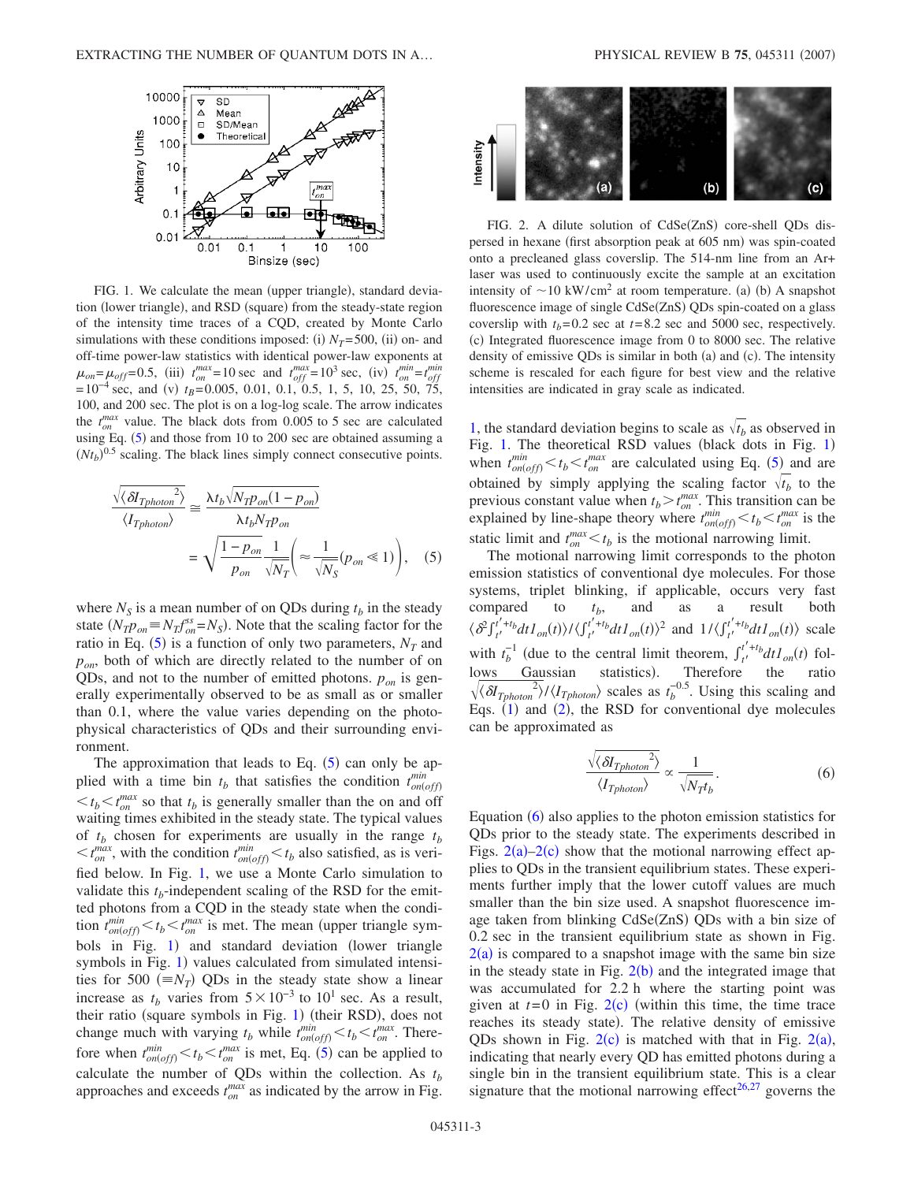FIG. 1. We calculate the mean (upper triangle), standard deviation (lower triangle), and RSD (square) from the steady-state region of the intensity time traces of a CQD, created by Monte Carlo simulations with these conditions imposed: (i) $N_T=500$, (ii) on- and off-time power-law statistics with identical power-law exponents at $\mu_{on}=\mu_{off}=0.5$, (iii) $t_{on}^{max}=10$ sec and $t_{off}^{max}=10^3$ sec, (iv) $t_{on}^{min}=t_{off}^{min}=10^{-4}$ sec, and (v) $t_B=0.005$, 0.01, 0.1, 0.5, 1, 5, 10, 25, 50, 75, 100, and 200 sec. The plot is on a log-log scale. The arrow indicates the $t_{on}^{max}$ value. The black dots from 0.005 to 5 sec are calculated using Eq. (5) and those from 10 to 200 sec are obtained assuming a $(Nt_b)^{0.5}$ scaling. The black lines simply connect consecutive points.

$$\frac{\sqrt{\langle \delta I_{Tphoton}{}^2\rangle}}{\langle I_{Tphoton}\rangle} \cong \frac{\lambda t_b \sqrt{N_T p_{on}(1-p_{on})}}{\lambda t_b N_T p_{on}} = \sqrt{\frac{1-p_{on}}{p_{on}}}\frac{1}{\sqrt{N_T}}\left(\approx \frac{1}{\sqrt{N_S}}(p_{on} \ll 1)\right), \quad (5)$$

where $N_S$ is a mean number of on QDs during $t_b$ in the steady state $(N_T p_{on} \equiv N_T f_{on}^{ss} = N_S)$. Note that the scaling factor for the ratio in Eq. (5) is a function of only two parameters, $N_T$ and $p_{on}$, both of which are directly related to the number of on QDs, and not to the number of emitted photons. $p_{on}$ is generally experimentally observed to be as small as or smaller than 0.1, where the value varies depending on the photophysical characteristics of QDs and their surrounding environment.

The approximation that leads to Eq. (5) can only be applied with a time bin $t_b$ that satisfies the condition $t_{on(off)}^{min} < t_b < t_{on}^{max}$ so that $t_b$ is generally smaller than the on and off waiting times exhibited in the steady state. The typical values of $t_b$ chosen for experiments are usually in the range $t_b < t_{on}^{max}$, with the condition $t_{on(off)}^{min} < t_b$ also satisfied, as is verified below. In Fig. 1, we use a Monte Carlo simulation to validate this $t_b$-independent scaling of the RSD for the emitted photons from a CQD in the steady state when the condition $t_{on(off)}^{min} < t_b < t_{on}^{max}$ is met. The mean (upper triangle symbols in Fig. 1) and standard deviation (lower triangle symbols in Fig. 1) values calculated from simulated intensities for 500 $(\equiv N_T)$ QDs in the steady state show a linear increase as $t_b$ varies from $5\times10^{-3}$ to $10^1$ sec. As a result, their ratio (square symbols in Fig. 1) (their RSD), does not change much with varying $t_b$ while $t_{on(off)}^{min} < t_b < t_{on}^{max}$. Therefore when $t_{on(off)}^{min} < t_b < t_{on}^{max}$ is met, Eq. (5) can be applied to calculate the number of QDs within the collection. As $t_b$ approaches and exceeds $t_{on}^{max}$ as indicated by the arrow in Fig. 1, the standard deviation begins to scale as $\sqrt{t_b}$ as observed in Fig. 1. The theoretical RSD values (black dots in Fig. 1) when $t_{on(off)}^{min} < t_b < t_{on}^{max}$ are calculated using Eq. (5) and are obtained by simply applying the scaling factor $\sqrt{t_b}$ to the previous constant value when $t_b > t_{on}^{max}$. This transition can be explained by line-shape theory where $t_{on(off)}^{min} < t_b < t_{on}^{max}$ is the static limit and $t_{on}^{max} < t_b$ is the motional narrowing limit.

FIG. 2. A dilute solution of CdSe(ZnS) core-shell QDs dispersed in hexane (first absorption peak at 605 nm) was spin-coated onto a precleaned glass coverslip. The 514-nm line from an Ar+ laser was used to continuously excite the sample at an excitation intensity of ~10 kW/cm² at room temperature. (a) (b) A snapshot fluorescence image of single CdSe(ZnS) QDs spin-coated on a glass coverslip with $t_b=0.2$ sec at $t=8.2$ sec and 5000 sec, respectively. (c) Integrated fluorescence image from 0 to 8000 sec. The relative density of emissive QDs is similar in both (a) and (c). The intensity scheme is rescaled for each figure for best view and the relative intensities are indicated in gray scale as indicated.

The motional narrowing limit corresponds to the photon emission statistics of conventional dye molecules. For those systems, triplet blinking, if applicable, occurs very fast compared to $t_b$, and as a result both $\langle \delta^2 \int_{t'}^{t'+t_b} dt I_{on}(t)\rangle / \langle \int_{t'}^{t'+t_b} dt I_{on}(t)\rangle^2$ and $1/\langle \int_{t'}^{t'+t_b} dt I_{on}(t)\rangle$ scale with $t_b^{-1}$ (due to the central limit theorem, $\int_{t'}^{t'+t_b} dt I_{on}(t)$ follows Gaussian statistics). Therefore the ratio $\sqrt{\langle \delta I_{Tphoton}{}^2\rangle}/\langle I_{Tphoton}\rangle$ scales as $t_b^{-0.5}$. Using this scaling and Eqs. (1) and (2), the RSD for conventional dye molecules can be approximated as

$$\frac{\sqrt{\langle \delta I_{Tphoton}{}^2\rangle}}{\langle I_{Tphoton}\rangle} \propto \frac{1}{\sqrt{N_T t_b}}. \quad (6)$$

Equation (6) also applies to the photon emission statistics for QDs prior to the steady state. The experiments described in Figs. 2(a)–2(c) show that the motional narrowing effect applies to QDs in the transient equilibrium states. These experiments further imply that the lower cutoff values are much smaller than the bin size used. A snapshot fluorescence image taken from blinking CdSe(ZnS) QDs with a bin size of 0.2 sec in the transient equilibrium state as shown in Fig. 2(a) is compared to a snapshot image with the same bin size in the steady state in Fig. 2(b) and the integrated image that was accumulated for 2.2 h where the starting point was given at $t=0$ in Fig. 2(c) (within this time, the time trace reaches its steady state). The relative density of emissive QDs shown in Fig. 2(c) is matched with that in Fig. 2(a), indicating that nearly every QD has emitted photons during a single bin in the transient equilibrium state. This is a clear signature that the motional narrowing effect[26,27] governs the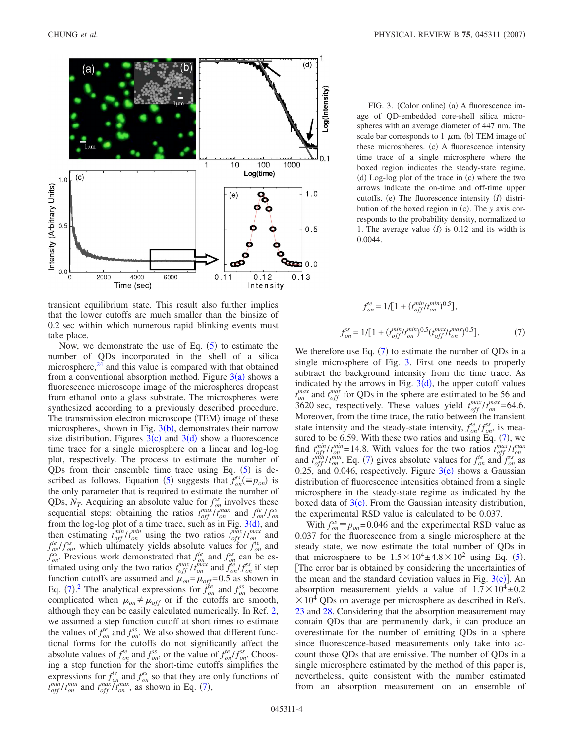FIG. 3. (Color online) (a) A fluorescence image of QD-embedded core-shell silica microspheres with an average diameter of 447 nm. The scale bar corresponds to 1 $\mu$m. (b) TEM image of these microspheres. (c) A fluorescence intensity time trace of a single microsphere where the boxed region indicates the steady-state regime. (d) Log-log plot of the trace in (c) where the two arrows indicate the on-time and off-time upper cutoffs. (e) The fluorescence intensity ($I$) distribution of the boxed region in (c). The $y$ axis corresponds to the probability density, normalized to 1. The average value $\langle I \rangle$ is 0.12 and its width is 0.0044.

transient equilibrium state. This result also further implies that the lower cutoffs are much smaller than the binsize of 0.2 sec within which numerous rapid blinking events must take place.

Now, we demonstrate the use of Eq. (5) to estimate the number of QDs incorporated in the shell of a silica microsphere,[24] and this value is compared with that obtained from a conventional absorption method. Figure 3(a) shows a fluorescence microscope image of the microspheres dropcast from ethanol onto a glass substrate. The microspheres were synthesized according to a previously described procedure. The transmission electron microscope (TEM) image of these microspheres, shown in Fig. 3(b), demonstrates their narrow size distribution. Figures 3(c) and 3(d) show a fluorescence time trace for a single microsphere on a linear and log-log plot, respectively. The process to estimate the number of QDs from their ensemble time trace using Eq. (5) is described as follows. Equation (5) suggests that $f_{on}^{ss}(\equiv p_{on})$ is the only parameter that is required to estimate the number of QDs, $N_T$. Acquiring an absolute value for $f_{on}^{ss}$ involves these sequential steps: obtaining the ratios $t_{off}^{max}/t_{on}^{max}$ and $f_{on}^{te}/f_{on}^{ss}$ from the log-log plot of a time trace, such as in Fig. 3(d), and then estimating $t_{off}^{min}/t_{on}^{min}$ using the two ratios $t_{off}^{max}/t_{on}^{max}$ and $f_{on}^{te}/f_{on}^{ss}$, which ultimately yields absolute values for $f_{on}^{te}$ and $f_{on}^{ss}$. Previous work demonstrated that $f_{on}^{te}$ and $f_{on}^{ss}$ can be estimated using only the two ratios $t_{off}^{max}/t_{on}^{max}$ and $f_{on}^{te}/f_{on}^{ss}$ if step function cutoffs are assumed and $\mu_{on}=\mu_{off}=0.5$ as shown in Eq. (7).[2] The analytical expressions for $f_{on}^{te}$ and $f_{on}^{ss}$ become complicated when $\mu_{on}\neq\mu_{off}$ or if the cutoffs are smooth, although they can be easily calculated numerically. In Ref. 2, we assumed a step function cutoff at short times to estimate the values of $f_{on}^{te}$ and $f_{on}^{ss}$. We also showed that different functional forms for the cutoffs do not significantly affect the absolute values of $f_{on}^{te}$ and $f_{on}^{ss}$, or the value of $f_{on}^{te}/f_{on}^{ss}$. Choosing a step function for the short-time cutoffs simplifies the expressions for $f_{on}^{te}$ and $f_{on}^{ss}$ so that they are only functions of $t_{off}^{min}/t_{on}^{min}$ and $t_{off}^{max}/t_{on}^{max}$, as shown in Eq. (7),

$$f_{on}^{te} = 1/[1 + (t_{off}^{min}/t_{on}^{min})^{0.5}],$$

$$f_{on}^{ss} = 1/[1 + (t_{off}^{min}/t_{on}^{min})^{0.5}(t_{off}^{max}/t_{on}^{max})^{0.5}]. \tag{7}$$

We therefore use Eq. (7) to estimate the number of QDs in a single microsphere of Fig. 3. First one needs to properly subtract the background intensity from the time trace. As indicated by the arrows in Fig. 3(d), the upper cutoff values $t_{on}^{max}$ and $t_{off}^{max}$ for QDs in the sphere are estimated to be 56 and 3620 sec, respectively. These values yield $t_{off}^{max}/t_{on}^{max}=64.6$. Moreover, from the time trace, the ratio between the transient state intensity and the steady-state intensity, $f_{on}^{te}/f_{on}^{ss}$, is measured to be 6.59. With these two ratios and using Eq. (7), we find $t_{off}^{min}/t_{on}^{min}=14.8$. With values for the two ratios $t_{off}^{max}/t_{on}^{max}$ and $t_{off}^{min}/t_{on}^{min}$, Eq. (7) gives absolute values for $f_{on}^{te}$ and $f_{on}^{ss}$ as 0.25, and 0.046, respectively. Figure 3(e) shows a Gaussian distribution of fluorescence intensities obtained from a single microsphere in the steady-state regime as indicated by the boxed data of 3(c). From the Gaussian intensity distribution, the experimental RSD value is calculated to be 0.037.

With $f_{on}^{ss}\equiv p_{on}=0.046$ and the experimental RSD value as 0.037 for the fluorescence from a single microsphere at the steady state, we now estimate the total number of QDs in that microsphere to be $1.5\times10^4 \pm 4.8\times10^2$ using Eq. (5). [The error bar is obtained by considering the uncertainties of the mean and the standard deviation values in Fig. 3(e)]. An absorption measurement yields a value of $1.7\times10^4 \pm 0.2 \times 10^4$ QDs on average per microsphere as described in Refs. 23 and 28. Considering that the absorption measurement may contain QDs that are permanently dark, it can produce an overestimate for the number of emitting QDs in a sphere since fluorescence-based measurements only take into account those QDs that are emissive. The number of QDs in a single microsphere estimated by the method of this paper is, nevertheless, quite consistent with the number estimated from an absorption measurement on an ensemble of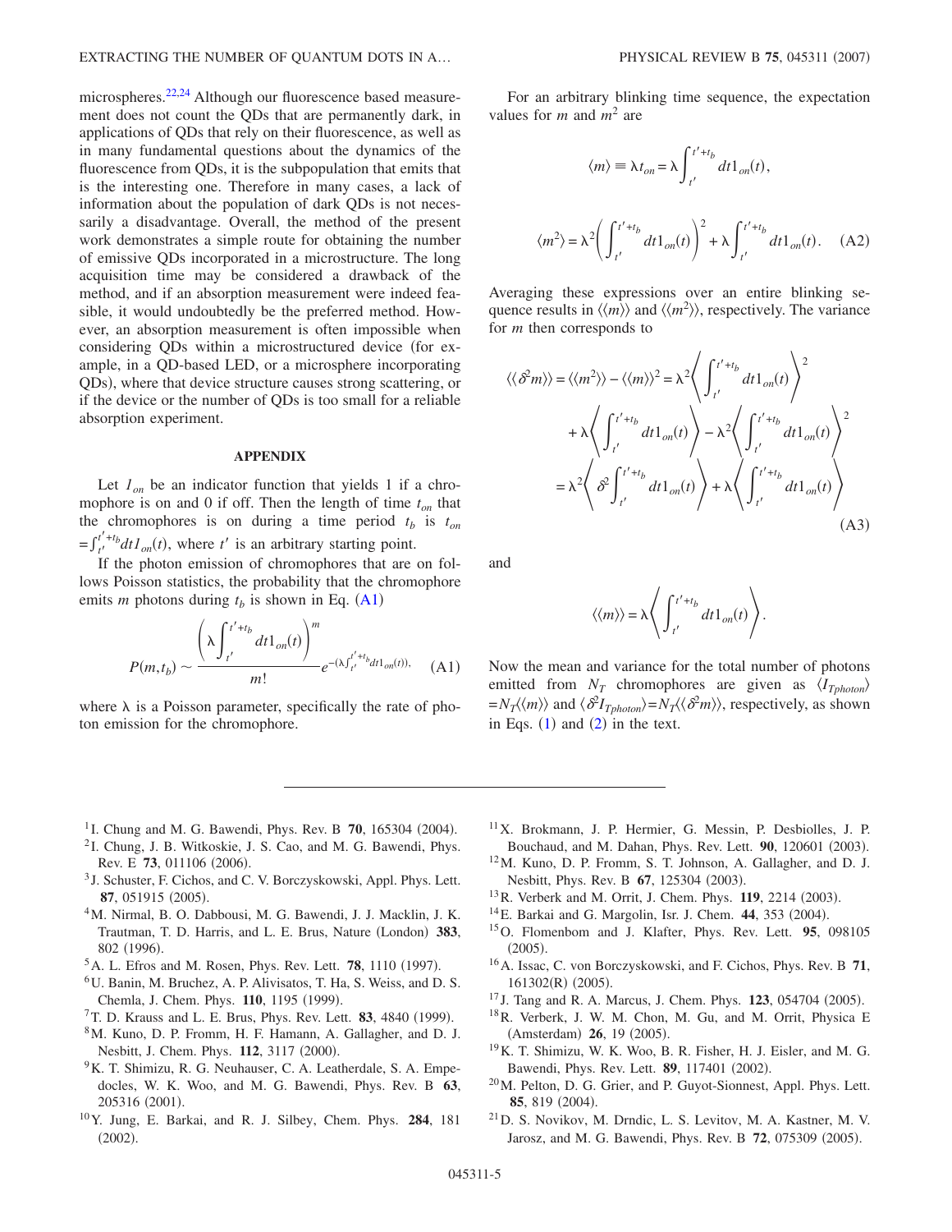microspheres.[22,24] Although our fluorescence based measurement does not count the QDs that are permanently dark, in applications of QDs that rely on their fluorescence, as well as in many fundamental questions about the dynamics of the fluorescence from QDs, it is the subpopulation that emits that is the interesting one. Therefore in many cases, a lack of information about the population of dark QDs is not necessarily a disadvantage. Overall, the method of the present work demonstrates a simple route for obtaining the number of emissive QDs incorporated in a microstructure. The long acquisition time may be considered a drawback of the method, and if an absorption measurement were indeed feasible, it would undoubtedly be the preferred method. However, an absorption measurement is often impossible when considering QDs within a microstructured device (for example, in a QD-based LED, or a microsphere incorporating QDs), where that device structure causes strong scattering, or if the device or the number of QDs is too small for a reliable absorption experiment.

## APPENDIX

Let $I_{on}$ be an indicator function that yields 1 if a chromophore is on and 0 if off. Then the length of time $t_{on}$ that the chromophores is on during a time period $t_b$ is $t_{on} = \int_{t'}^{t'+t_b} dt I_{on}(t)$, where $t'$ is an arbitrary starting point.

If the photon emission of chromophores that are on follows Poisson statistics, the probability that the chromophore emits $m$ photons during $t_b$ is shown in Eq. (A1)

$$P(m,t_b) \sim \frac{\left(\lambda \int_{t'}^{t'+t_b} dt 1_{on}(t)\right)^m}{m!} e^{-(\lambda \int_{t'}^{t'+t_b} dt 1_{on}(t))}, \quad \text{(A1)}$$

where $\lambda$ is a Poisson parameter, specifically the rate of photon emission for the chromophore.

For an arbitrary blinking time sequence, the expectation values for $m$ and $m^2$ are

$$\langle m \rangle \equiv \lambda t_{on} = \lambda \int_{t'}^{t'+t_b} dt 1_{on}(t),$$

$$\langle m^2 \rangle = \lambda^2 \left( \int_{t'}^{t'+t_b} dt 1_{on}(t) \right)^2 + \lambda \int_{t'}^{t'+t_b} dt 1_{on}(t). \quad \text{(A2)}$$

Averaging these expressions over an entire blinking sequence results in $\langle\langle m \rangle\rangle$ and $\langle\langle m^2 \rangle\rangle$, respectively. The variance for $m$ then corresponds to

$$\begin{aligned}
\langle\langle \delta^2 m \rangle\rangle = \langle\langle m^2 \rangle\rangle - \langle\langle m \rangle\rangle^2 &= \lambda^2 \left\langle \int_{t'}^{t'+t_b} dt 1_{on}(t) \right\rangle^2 \\
&\quad + \lambda \left\langle \int_{t'}^{t'+t_b} dt 1_{on}(t) \right\rangle - \lambda^2 \left\langle \int_{t'}^{t'+t_b} dt 1_{on}(t) \right\rangle^2 \\
&= \lambda^2 \left\langle \delta^2 \int_{t'}^{t'+t_b} dt 1_{on}(t) \right\rangle + \lambda \left\langle \int_{t'}^{t'+t_b} dt 1_{on}(t) \right\rangle
\end{aligned} \quad \text{(A3)}$$

and

$$\langle\langle m \rangle\rangle = \lambda \left\langle \int_{t'}^{t'+t_b} dt 1_{on}(t) \right\rangle.$$

Now the mean and variance for the total number of photons emitted from $N_T$ chromophores are given as $\langle I_{Tphoton} \rangle = N_T \langle\langle m \rangle\rangle$ and $\langle \delta^2 I_{Tphoton} \rangle = N_T \langle\langle \delta^2 m \rangle\rangle$, respectively, as shown in Eqs. (1) and (2) in the text.

---

[1] I. Chung and M. G. Bawendi, Phys. Rev. B **70**, 165304 (2004).

[2] I. Chung, J. B. Witkoskie, J. S. Cao, and M. G. Bawendi, Phys. Rev. E **73**, 011106 (2006).

[3] J. Schuster, F. Cichos, and C. V. Borczyskowski, Appl. Phys. Lett. **87**, 051915 (2005).

[4] M. Nirmal, B. O. Dabbousi, M. G. Bawendi, J. J. Macklin, J. K. Trautman, T. D. Harris, and L. E. Brus, Nature (London) **383**, 802 (1996).

[5] A. L. Efros and M. Rosen, Phys. Rev. Lett. **78**, 1110 (1997).

[6] U. Banin, M. Bruchez, A. P. Alivisatos, T. Ha, S. Weiss, and D. S. Chemla, J. Chem. Phys. **110**, 1195 (1999).

[7] T. D. Krauss and L. E. Brus, Phys. Rev. Lett. **83**, 4840 (1999).

[8] M. Kuno, D. P. Fromm, H. F. Hamann, A. Gallagher, and D. J. Nesbitt, J. Chem. Phys. **112**, 3117 (2000).

[9] K. T. Shimizu, R. G. Neuhauser, C. A. Leatherdale, S. A. Empedocles, W. K. Woo, and M. G. Bawendi, Phys. Rev. B **63**, 205316 (2001).

[10] Y. Jung, E. Barkai, and R. J. Silbey, Chem. Phys. **284**, 181 (2002).

[11] X. Brokmann, J. P. Hermier, G. Messin, P. Desbiolles, J. P. Bouchaud, and M. Dahan, Phys. Rev. Lett. **90**, 120601 (2003).

[12] M. Kuno, D. P. Fromm, S. T. Johnson, A. Gallagher, and D. J. Nesbitt, Phys. Rev. B **67**, 125304 (2003).

[13] R. Verberk and M. Orrit, J. Chem. Phys. **119**, 2214 (2003).

[14] E. Barkai and G. Margolin, Isr. J. Chem. **44**, 353 (2004).

[15] O. Flomenbom and J. Klafter, Phys. Rev. Lett. **95**, 098105 (2005).

[16] A. Issac, C. von Borczyskowski, and F. Cichos, Phys. Rev. B **71**, 161302(R) (2005).

[17] J. Tang and R. A. Marcus, J. Chem. Phys. **123**, 054704 (2005).

[18] R. Verberk, J. W. M. Chon, M. Gu, and M. Orrit, Physica E (Amsterdam) **26**, 19 (2005).

[19] K. T. Shimizu, W. K. Woo, B. R. Fisher, H. J. Eisler, and M. G. Bawendi, Phys. Rev. Lett. **89**, 117401 (2002).

[20] M. Pelton, D. G. Grier, and P. Guyot-Sionnest, Appl. Phys. Lett. **85**, 819 (2004).

[21] D. S. Novikov, M. Drndic, L. S. Levitov, M. A. Kastner, M. V. Jarosz, and M. G. Bawendi, Phys. Rev. B **72**, 075309 (2005).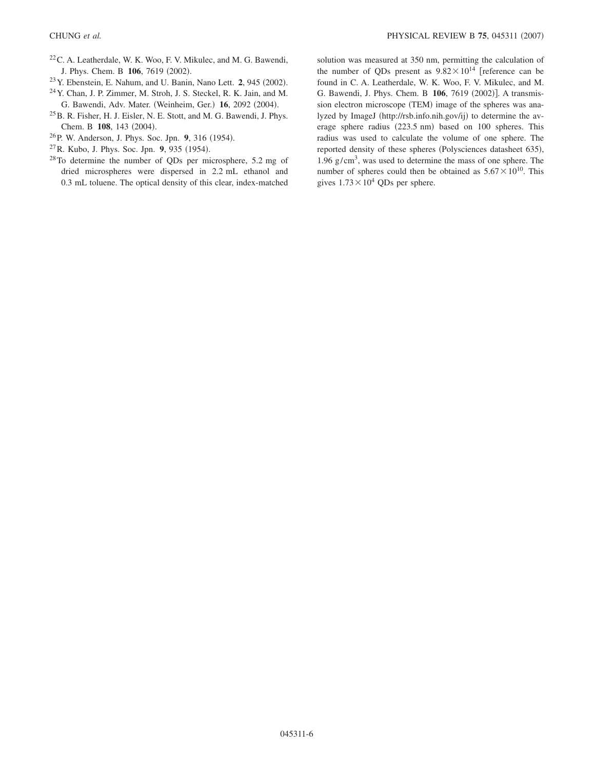[22] C. A. Leatherdale, W. K. Woo, F. V. Mikulec, and M. G. Bawendi, J. Phys. Chem. B **106**, 7619 (2002).

[23] Y. Ebenstein, E. Nahum, and U. Banin, Nano Lett. **2**, 945 (2002).

[24] Y. Chan, J. P. Zimmer, M. Stroh, J. S. Steckel, R. K. Jain, and M. G. Bawendi, Adv. Mater. (Weinheim, Ger.) **16**, 2092 (2004).

[25] B. R. Fisher, H. J. Eisler, N. E. Stott, and M. G. Bawendi, J. Phys. Chem. B **108**, 143 (2004).

[26] P. W. Anderson, J. Phys. Soc. Jpn. **9**, 316 (1954).

[27] R. Kubo, J. Phys. Soc. Jpn. **9**, 935 (1954).

[28] To determine the number of QDs per microsphere, 5.2 mg of dried microspheres were dispersed in 2.2 mL ethanol and 0.3 mL toluene. The optical density of this clear, index-matched solution was measured at 350 nm, permitting the calculation of the number of QDs present as $9.82 \times 10^{14}$ [reference can be found in C. A. Leatherdale, W. K. Woo, F. V. Mikulec, and M. G. Bawendi, J. Phys. Chem. B **106**, 7619 (2002)]. A transmission electron microscope (TEM) image of the spheres was analyzed by ImageJ (http://rsb.info.nih.gov/ij) to determine the average sphere radius (223.5 nm) based on 100 spheres. This radius was used to calculate the volume of one sphere. The reported density of these spheres (Polysciences datasheet 635), $1.96\ \mathrm{g/cm^3}$, was used to determine the mass of one sphere. The number of spheres could then be obtained as $5.67 \times 10^{10}$. This gives $1.73 \times 10^4$ QDs per sphere.